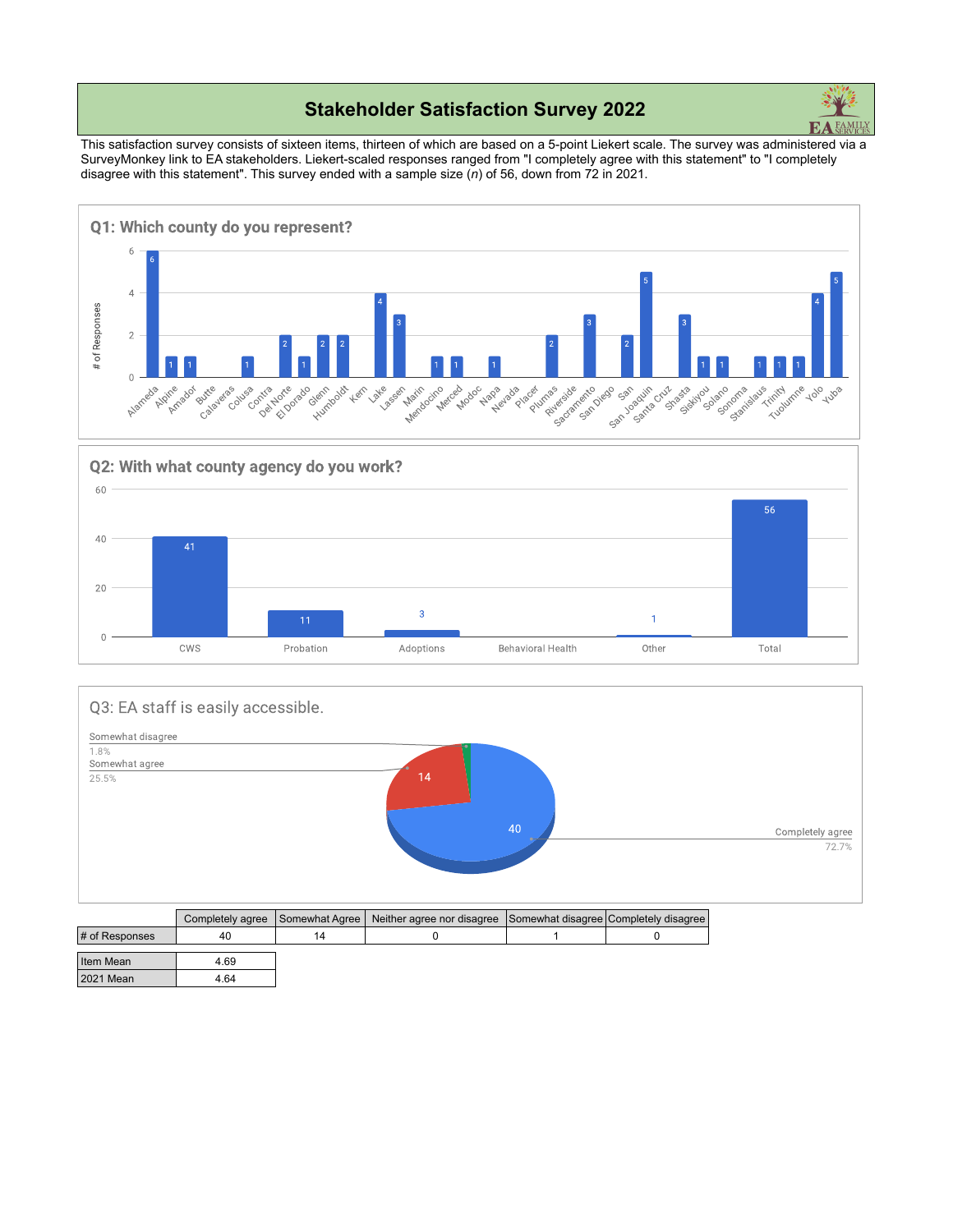# Stakeholder Satisfaction Survey 2022

This satisfaction survey consists of sixteen items, thirteen of which are based on a 5-point Liekert scale. The survey was administered via a SurveyMonkey link to EA stakeholders. Liekert-scaled responses ranged from "I completely agree with this statement" to "I completely disagree with this statement". This survey ended with a sample size (*n*) of 56, down from 72 in 2021.

## Q1: Which county do you represent?

| County | # of Responses |
|---|---|
| Alameda | 6 |
| Alpine | 1 |
| Amador | 1 |
| Butte | |
| Calaveras | |
| Colusa | 1 |
| Contra | |
| Del Norte | 2 |
| El Dorado | 1 |
| Glenn | 2 |
| Humboldt | 2 |
| Kern | |
| Lake | 4 |
| Lassen | 3 |
| Marin | |
| Mendocino | 1 |
| Merced | 1 |
| Modoc | |
| Napa | 1 |
| Nevada | |
| Placer | |
| Plumas | 2 |
| Riverside | |
| Sacramento | 3 |
| San Diego | |
| San | 2 |
| San Joaquin | 5 |
| Santa Cruz | |
| Shasta | 3 |
| Siskiyou | 1 |
| Solano | 1 |
| Sonoma | |
| Stanislaus | 1 |
| Trinity | 1 |
| Tuolumne | 1 |
| Yolo | 4 |
| Yuba | 5 |

## Q2: With what county agency do you work?

| Agency | Count |
|---|---|
| CWS | 41 |
| Probation | 11 |
| Adoptions | 3 |
| Behavioral Health | |
| Other | 1 |
| Total | 56 |

## Q3: EA staff is easily accessible.

Completely agree: 40 (72.7%); Somewhat agree: 14 (25.5%); Somewhat disagree: 1.8%

| | Completely agree | Somewhat Agree | Neither agree nor disagree | Somewhat disagree | Completely disagree |
|---|---|---|---|---|---|
| # of Responses | 40 | 14 | 0 | 1 | 0 |

| | |
|---|---|
| Item Mean | 4.69 |
| 2021 Mean | 4.64 |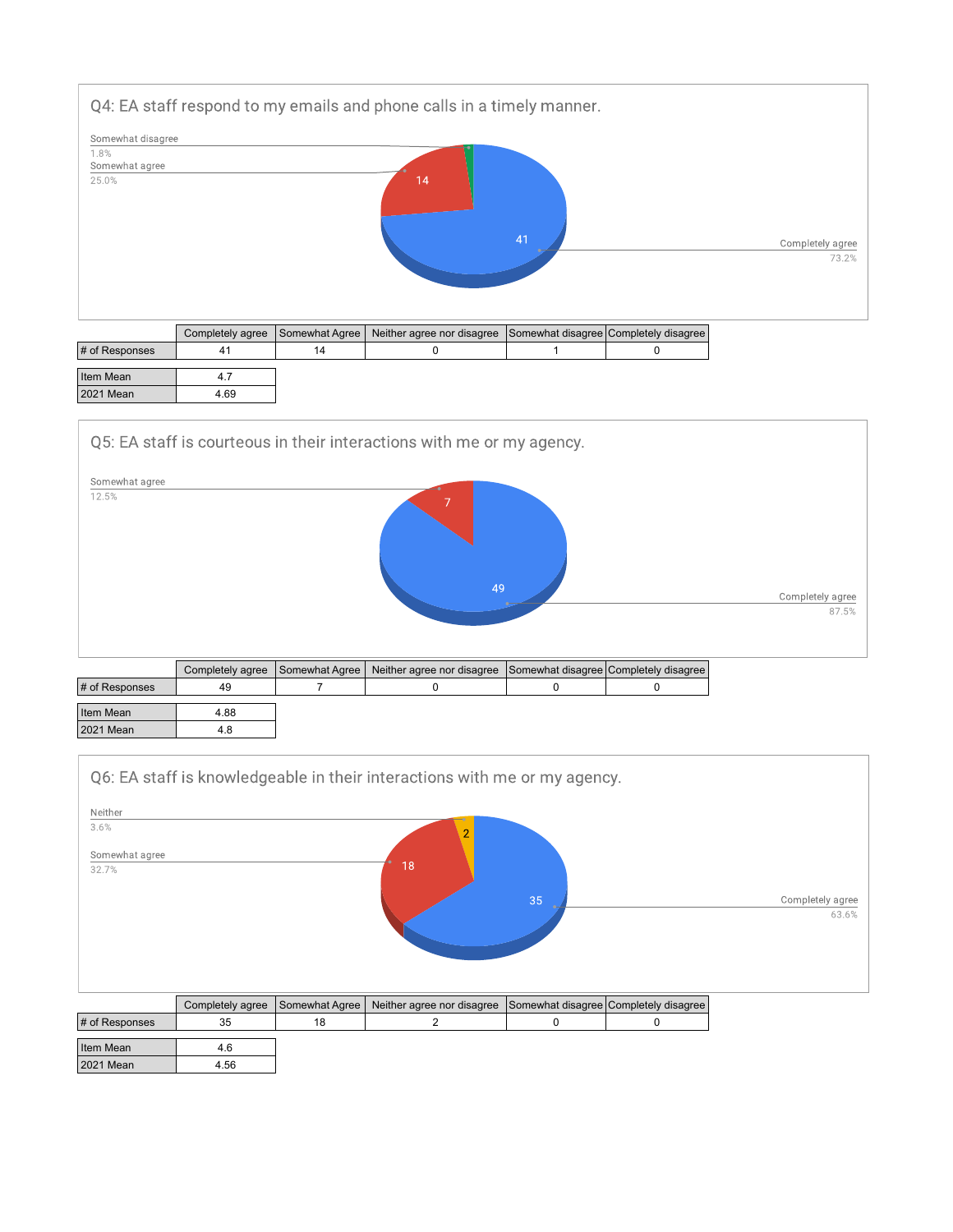## Q4: EA staff respond to my emails and phone calls in a timely manner.

Somewhat disagree 1.8%

Somewhat agree 25.0%

Completely agree 73.2%

| | Completely agree | Somewhat Agree | Neither agree nor disagree | Somewhat disagree | Completely disagree |
|---|---|---|---|---|---|
| # of Responses | 41 | 14 | 0 | 1 | 0 |

| | |
|---|---|
| Item Mean | 4.7 |
| 2021 Mean | 4.69 |

## Q5: EA staff is courteous in their interactions with me or my agency.

Somewhat agree 12.5%

Completely agree 87.5%

| | Completely agree | Somewhat Agree | Neither agree nor disagree | Somewhat disagree | Completely disagree |
|---|---|---|---|---|---|
| # of Responses | 49 | 7 | 0 | 0 | 0 |

| | |
|---|---|
| Item Mean | 4.88 |
| 2021 Mean | 4.8 |

## Q6: EA staff is knowledgeable in their interactions with me or my agency.

Neither 3.6%

Somewhat agree 32.7%

Completely agree 63.6%

| | Completely agree | Somewhat Agree | Neither agree nor disagree | Somewhat disagree | Completely disagree |
|---|---|---|---|---|---|
| # of Responses | 35 | 18 | 2 | 0 | 0 |

| | |
|---|---|
| Item Mean | 4.6 |
| 2021 Mean | 4.56 |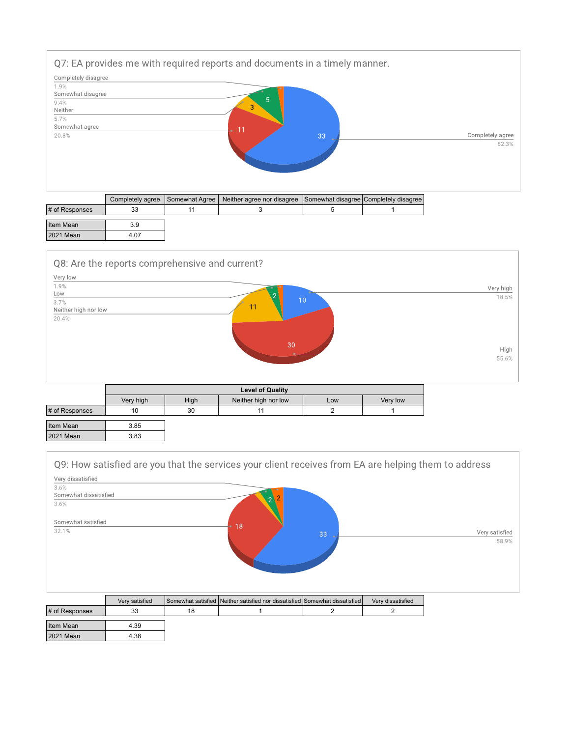## Q7: EA provides me with required reports and documents in a timely manner.

Completely disagree 1.9%
Somewhat disagree 9.4%
Neither 5.7%
Somewhat agree 20.8%
Completely agree 62.3%

| | Completely agree | Somewhat Agree | Neither agree nor disagree | Somewhat disagree | Completely disagree |
|---|---|---|---|---|---|
| # of Responses | 33 | 11 | 3 | 5 | 1 |

| | |
|---|---|
| Item Mean | 3.9 |
| 2021 Mean | 4.07 |

## Q8: Are the reports comprehensive and current?

Very low 1.9%
Low 3.7%
Neither high nor low 20.4%
Very high 18.5%
High 55.6%

| | Level of Quality | | | | |
|---|---|---|---|---|---|
| | Very high | High | Neither high nor low | Low | Very low |
| # of Responses | 10 | 30 | 11 | 2 | 1 |

| | |
|---|---|
| Item Mean | 3.85 |
| 2021 Mean | 3.83 |

## Q9: How satisfied are you that the services your client receives from EA are helping them to address

Very dissatisfied 3.6%
Somewhat dissatisfied 3.6%
Somewhat satisfied 32.1%
Very satisfied 58.9%

| | Very satisfied | Somewhat satisfied | Neither satisfied nor dissatisfied | Somewhat dissatisfied | Very dissatisfied |
|---|---|---|---|---|---|
| # of Responses | 33 | 18 | 1 | 2 | 2 |

| | |
|---|---|
| Item Mean | 4.39 |
| 2021 Mean | 4.38 |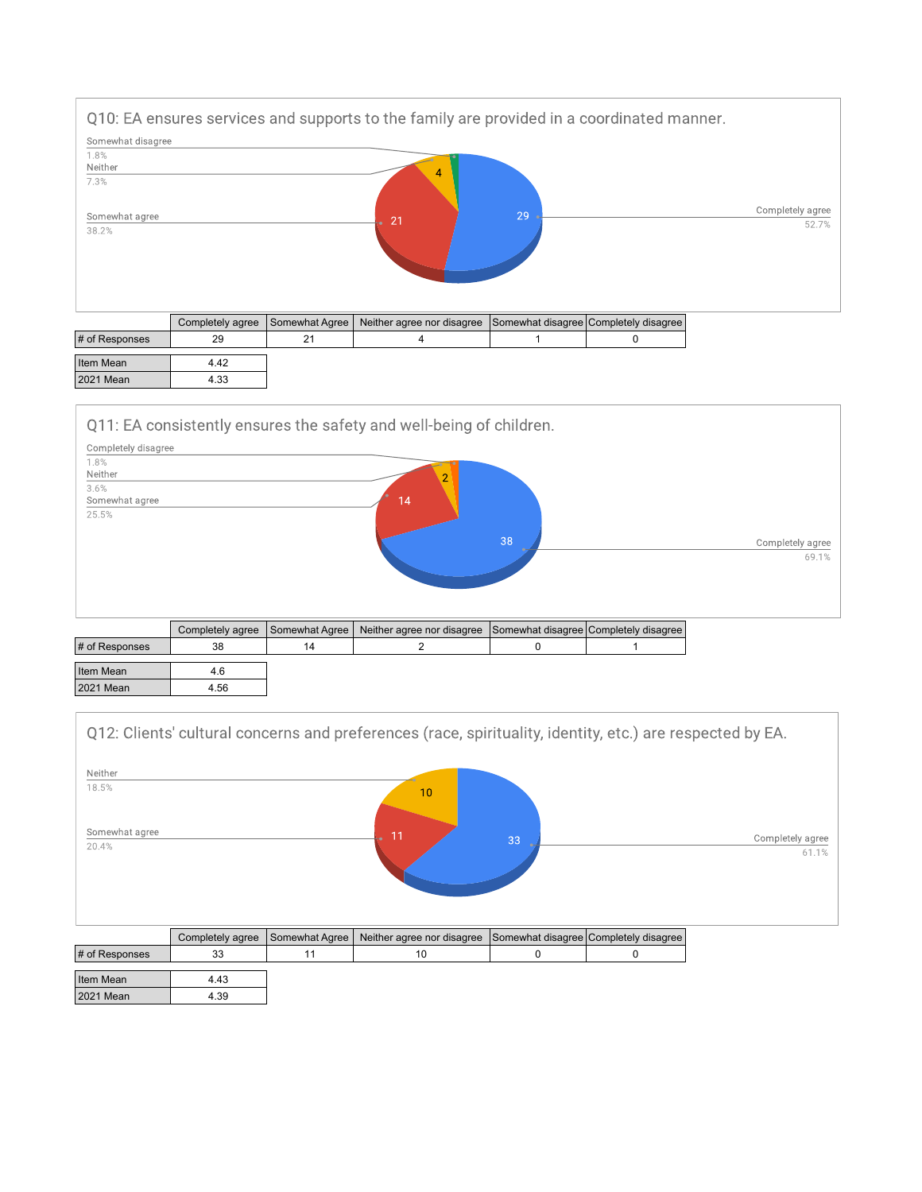## Q10: EA ensures services and supports to the family are provided in a coordinated manner.

Somewhat disagree 1.8%
Neither 7.3%
Somewhat agree 38.2%
Completely agree 52.7%

|  | Completely agree | Somewhat Agree | Neither agree nor disagree | Somewhat disagree | Completely disagree |
|---|---|---|---|---|---|
| # of Responses | 29 | 21 | 4 | 1 | 0 |

| | |
|---|---|
| Item Mean | 4.42 |
| 2021 Mean | 4.33 |

## Q11: EA consistently ensures the safety and well-being of children.

Completely disagree 1.8%
Neither 3.6%
Somewhat agree 25.5%
Completely agree 69.1%

|  | Completely agree | Somewhat Agree | Neither agree nor disagree | Somewhat disagree | Completely disagree |
|---|---|---|---|---|---|
| # of Responses | 38 | 14 | 2 | 0 | 1 |

| | |
|---|---|
| Item Mean | 4.6 |
| 2021 Mean | 4.56 |

## Q12: Clients' cultural concerns and preferences (race, spirituality, identity, etc.) are respected by EA.

Neither 18.5%
Somewhat agree 20.4%
Completely agree 61.1%

|  | Completely agree | Somewhat Agree | Neither agree nor disagree | Somewhat disagree | Completely disagree |
|---|---|---|---|---|---|
| # of Responses | 33 | 11 | 10 | 0 | 0 |

| | |
|---|---|
| Item Mean | 4.43 |
| 2021 Mean | 4.39 |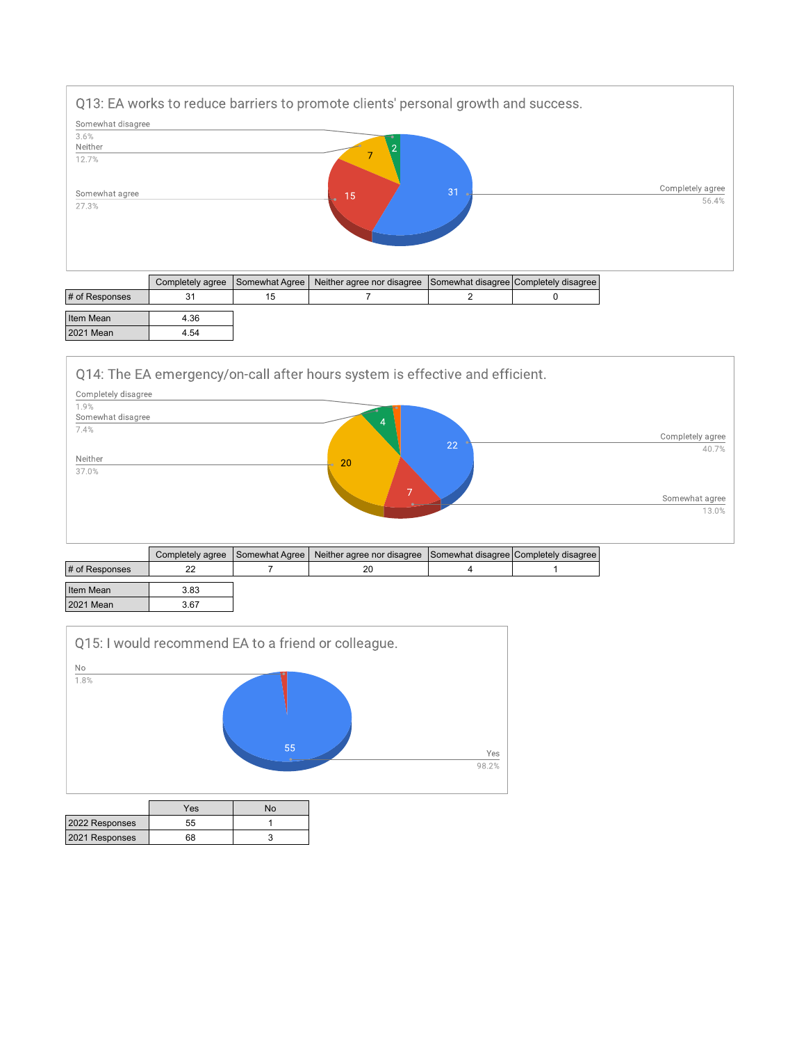## Q13: EA works to reduce barriers to promote clients' personal growth and success.

Somewhat disagree 3.6%
Neither 12.7%
Somewhat agree 27.3%
Completely agree 56.4%

|  | Completely agree | Somewhat Agree | Neither agree nor disagree | Somewhat disagree | Completely disagree |
|---|---|---|---|---|---|
| # of Responses | 31 | 15 | 7 | 2 | 0 |

|  |  |
|---|---|
| Item Mean | 4.36 |
| 2021 Mean | 4.54 |

## Q14: The EA emergency/on-call after hours system is effective and efficient.

Completely disagree 1.9%
Somewhat disagree 7.4%
Neither 37.0%
Completely agree 40.7%
Somewhat agree 13.0%

|  | Completely agree | Somewhat Agree | Neither agree nor disagree | Somewhat disagree | Completely disagree |
|---|---|---|---|---|---|
| # of Responses | 22 | 7 | 20 | 4 | 1 |

|  |  |
|---|---|
| Item Mean | 3.83 |
| 2021 Mean | 3.67 |

## Q15: I would recommend EA to a friend or colleague.

No 1.8%
Yes 98.2%

|  | Yes | No |
|---|---|---|
| 2022 Responses | 55 | 1 |
| 2021 Responses | 68 | 3 |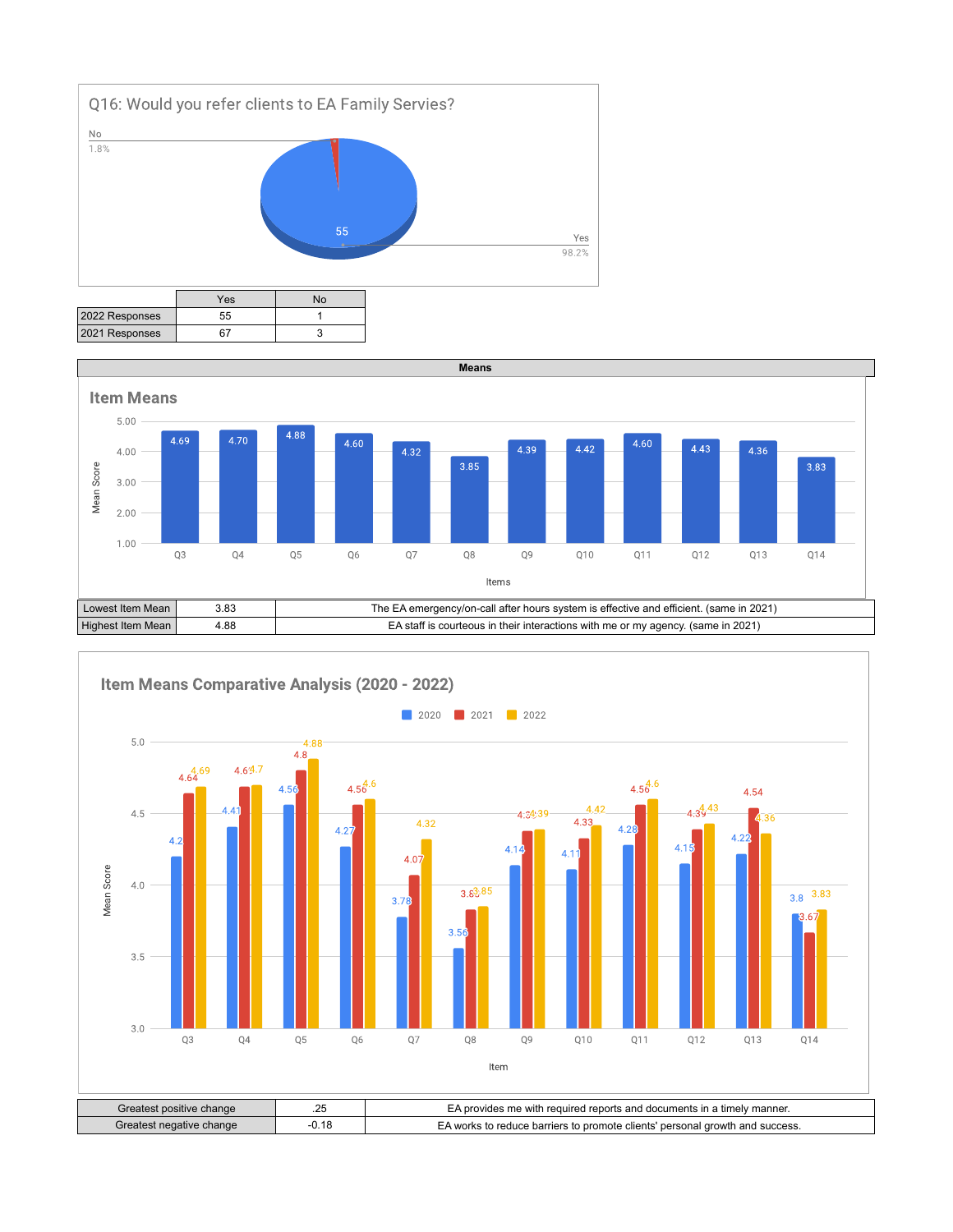Q16: Would you refer clients to EA Family Servies?

No
1.8%

55

Yes
98.2%

| | Yes | No |
|---|---|---|
| 2022 Responses | 55 | 1 |
| 2021 Responses | 67 | 3 |

**Means**

Item Means

5.00
4.00
3.00
2.00
1.00

Mean Score

4.69 4.70 4.88 4.60 4.32 3.85 4.39 4.42 4.60 4.43 4.36 3.83

Q3 Q4 Q5 Q6 Q7 Q8 Q9 Q10 Q11 Q12 Q13 Q14

Items

| | | |
|---|---|---|
| Lowest Item Mean | 3.83 | The EA emergency/on-call after hours system is effective and efficient. (same in 2021) |
| Highest Item Mean | 4.88 | EA staff is courteous in their interactions with me or my agency. (same in 2021) |

Item Means Comparative Analysis (2020 - 2022)

2020 2021 2022

5.0
4.5
4.0
3.5
3.0

Mean Score

Q3: 4.2 4.64 4.69
Q4: 4.41 4.69 4.7
Q5: 4.56 4.8 4.88
Q6: 4.27 4.56 4.6
Q7: 3.78 4.07 4.32
Q8: 3.56 3.83 3.85
Q9: 4.14 4.38 4.39
Q10: 4.11 4.33 4.42
Q11: 4.28 4.56 4.6
Q12: 4.15 4.39 4.43
Q13: 4.22 4.54 4.36
Q14: 3.8 3.67 3.83

Item

| | | |
|---|---|---|
| Greatest positive change | .25 | EA provides me with required reports and documents in a timely manner. |
| Greatest negative change | -0.18 | EA works to reduce barriers to promote clients' personal growth and success. |